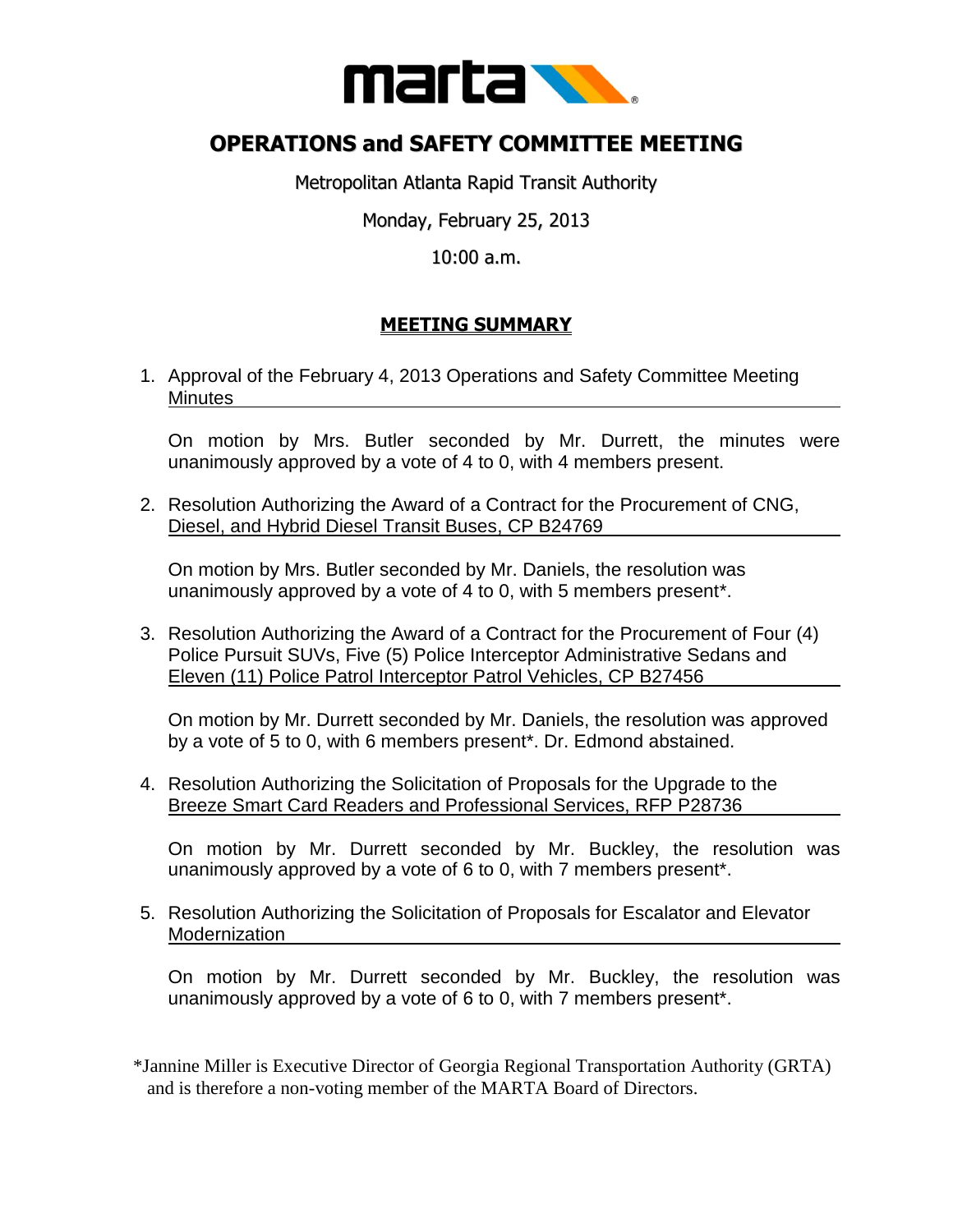marta

# OPERATIONS and SAFETY COMMITTEE MEETING

Metropolitan Atlanta Rapid Transit Authority

Monday, February 25, 2013

10:00 a.m.

## MEETING SUMMARY

1. Approval of the February 4, 2013 Operations and Safety Committee Meeting Minutes

   On motion by Mrs. Butler seconded by Mr. Durrett, the minutes were unanimously approved by a vote of 4 to 0, with 4 members present.

2. Resolution Authorizing the Award of a Contract for the Procurement of CNG, Diesel, and Hybrid Diesel Transit Buses, CP B24769

   On motion by Mrs. Butler seconded by Mr. Daniels, the resolution was unanimously approved by a vote of 4 to 0, with 5 members present*.

3. Resolution Authorizing the Award of a Contract for the Procurement of Four (4) Police Pursuit SUVs, Five (5) Police Interceptor Administrative Sedans and Eleven (11) Police Patrol Interceptor Patrol Vehicles, CP B27456

   On motion by Mr. Durrett seconded by Mr. Daniels, the resolution was approved by a vote of 5 to 0, with 6 members present*. Dr. Edmond abstained.

4. Resolution Authorizing the Solicitation of Proposals for the Upgrade to the Breeze Smart Card Readers and Professional Services, RFP P28736

   On motion by Mr. Durrett seconded by Mr. Buckley, the resolution was unanimously approved by a vote of 6 to 0, with 7 members present*.

5. Resolution Authorizing the Solicitation of Proposals for Escalator and Elevator Modernization

   On motion by Mr. Durrett seconded by Mr. Buckley, the resolution was unanimously approved by a vote of 6 to 0, with 7 members present*.

*Jannine Miller is Executive Director of Georgia Regional Transportation Authority (GRTA) and is therefore a non-voting member of the MARTA Board of Directors.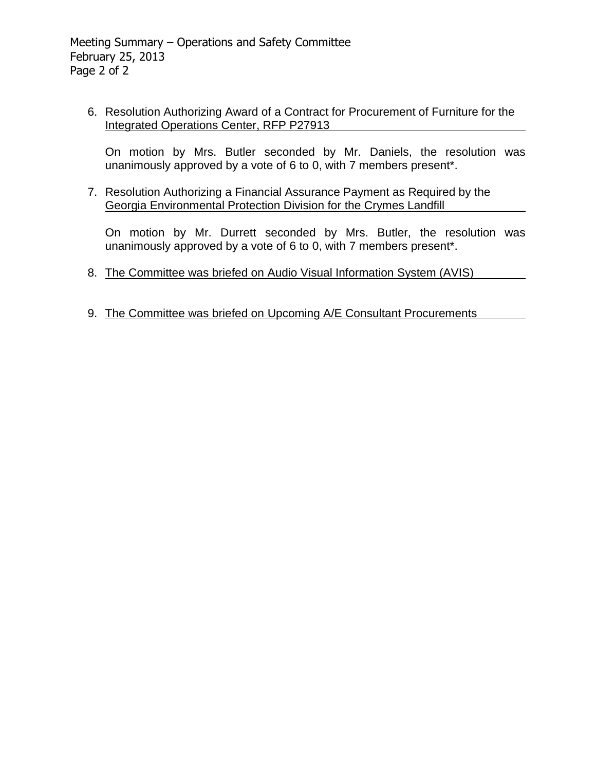6. Resolution Authorizing Award of a Contract for Procurement of Furniture for the Integrated Operations Center, RFP P27913

   On motion by Mrs. Butler seconded by Mr. Daniels, the resolution was unanimously approved by a vote of 6 to 0, with 7 members present*.

7. Resolution Authorizing a Financial Assurance Payment as Required by the Georgia Environmental Protection Division for the Crymes Landfill

   On motion by Mr. Durrett seconded by Mrs. Butler, the resolution was unanimously approved by a vote of 6 to 0, with 7 members present*.

8. The Committee was briefed on Audio Visual Information System (AVIS)

9. The Committee was briefed on Upcoming A/E Consultant Procurements